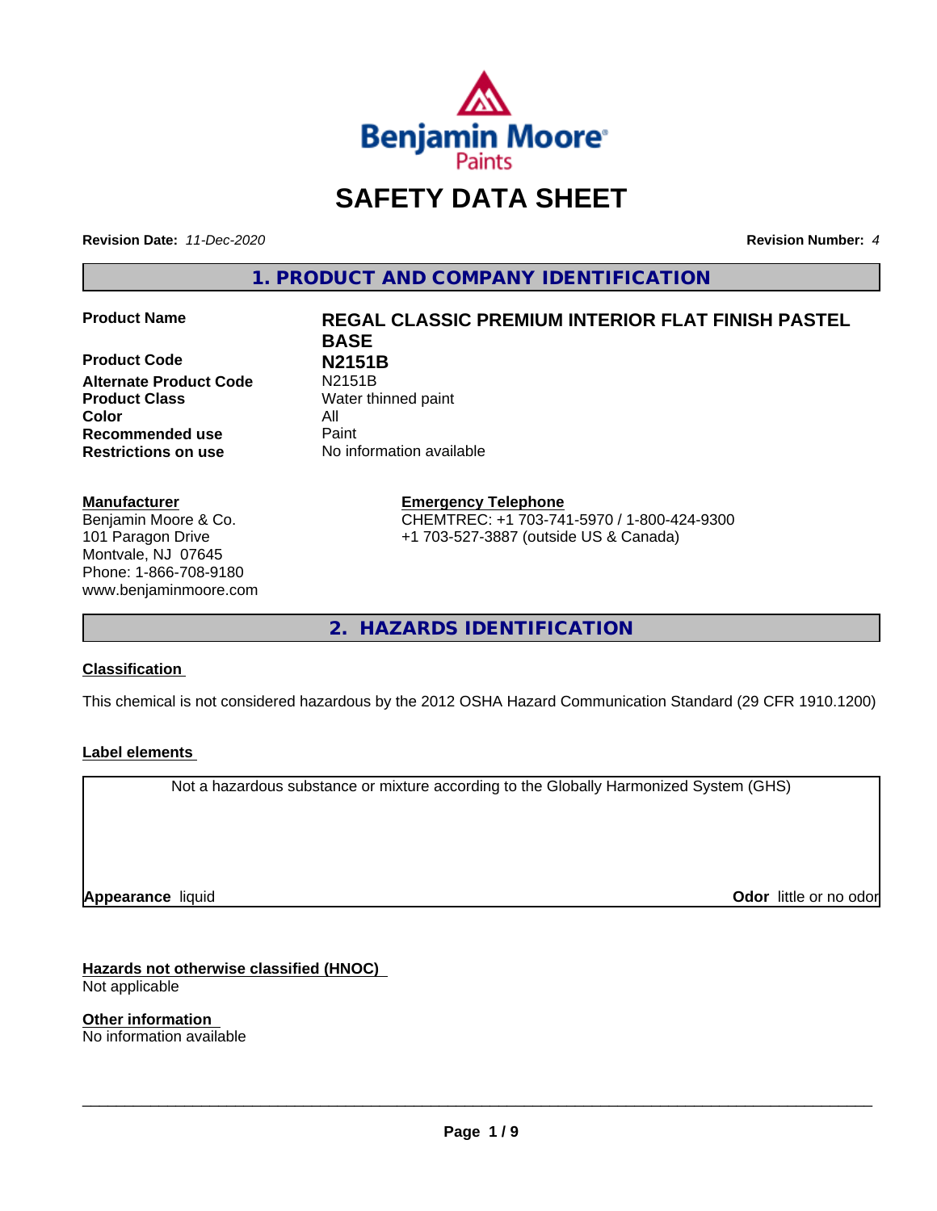# SAFETY DATA SHEET

**Revision Date:** *11-Dec-2020* **Revision Number:** *4*

## 1. PRODUCT AND COMPANY IDENTIFICATION

| | |
|---|---|
| **Product Name** | **REGAL CLASSIC PREMIUM INTERIOR FLAT FINISH PASTEL BASE** |
| **Product Code** | **N2151B** |
| **Alternate Product Code** | N2151B |
| **Product Class** | Water thinned paint |
| **Color** | All |
| **Recommended use** | Paint |
| **Restrictions on use** | No information available |

**Manufacturer**
Benjamin Moore & Co.
101 Paragon Drive
Montvale, NJ 07645
Phone: 1-866-708-9180
www.benjaminmoore.com

**Emergency Telephone**
CHEMTREC: +1 703-741-5970 / 1-800-424-9300
+1 703-527-3887 (outside US & Canada)

## 2. HAZARDS IDENTIFICATION

**Classification**

This chemical is not considered hazardous by the 2012 OSHA Hazard Communication Standard (29 CFR 1910.1200)

**Label elements**

Not a hazardous substance or mixture according to the Globally Harmonized System (GHS)

**Appearance** liquid **Odor** little or no odor

**Hazards not otherwise classified (HNOC)**
Not applicable

**Other information**
No information available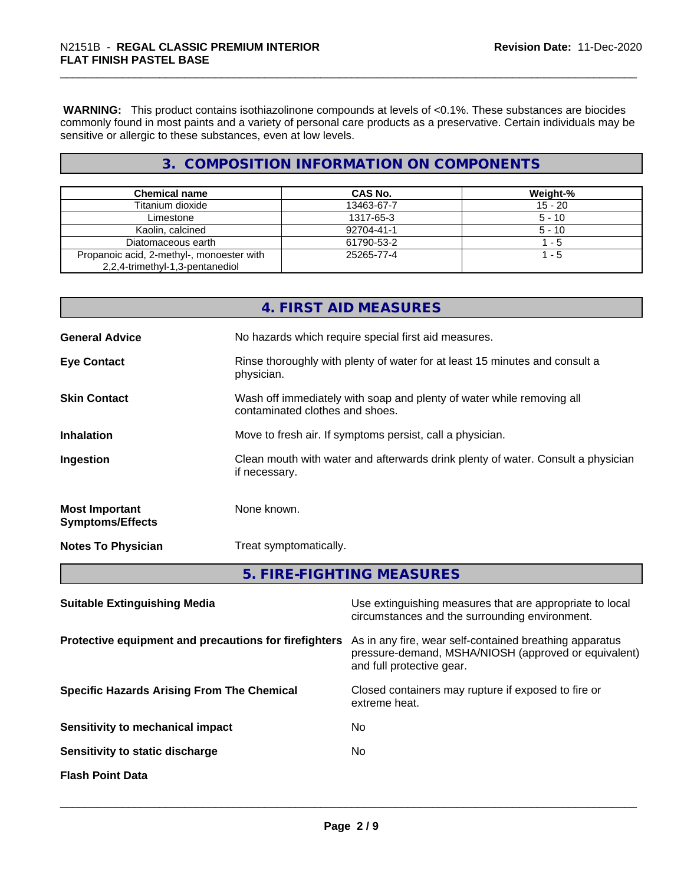**WARNING:** This product contains isothiazolinone compounds at levels of <0.1%. These substances are biocides commonly found in most paints and a variety of personal care products as a preservative. Certain individuals may be sensitive or allergic to these substances, even at low levels.

## 3. COMPOSITION INFORMATION ON COMPONENTS

| Chemical name | CAS No. | Weight-% |
|---|---|---|
| Titanium dioxide | 13463-67-7 | 15 - 20 |
| Limestone | 1317-65-3 | 5 - 10 |
| Kaolin, calcined | 92704-41-1 | 5 - 10 |
| Diatomaceous earth | 61790-53-2 | 1 - 5 |
| Propanoic acid, 2-methyl-, monoester with 2,2,4-trimethyl-1,3-pentanediol | 25265-77-4 | 1 - 5 |

## 4. FIRST AID MEASURES

**General Advice** No hazards which require special first aid measures.

**Eye Contact** Rinse thoroughly with plenty of water for at least 15 minutes and consult a physician.

**Skin Contact** Wash off immediately with soap and plenty of water while removing all contaminated clothes and shoes.

**Inhalation** Move to fresh air. If symptoms persist, call a physician.

**Ingestion** Clean mouth with water and afterwards drink plenty of water. Consult a physician if necessary.

**Most Important Symptoms/Effects** None known.

**Notes To Physician** Treat symptomatically.

## 5. FIRE-FIGHTING MEASURES

**Suitable Extinguishing Media** Use extinguishing measures that are appropriate to local circumstances and the surrounding environment.

**Protective equipment and precautions for firefighters** As in any fire, wear self-contained breathing apparatus pressure-demand, MSHA/NIOSH (approved or equivalent) and full protective gear.

**Specific Hazards Arising From The Chemical** Closed containers may rupture if exposed to fire or extreme heat.

**Sensitivity to mechanical impact** No

**Sensitivity to static discharge** No

**Flash Point Data**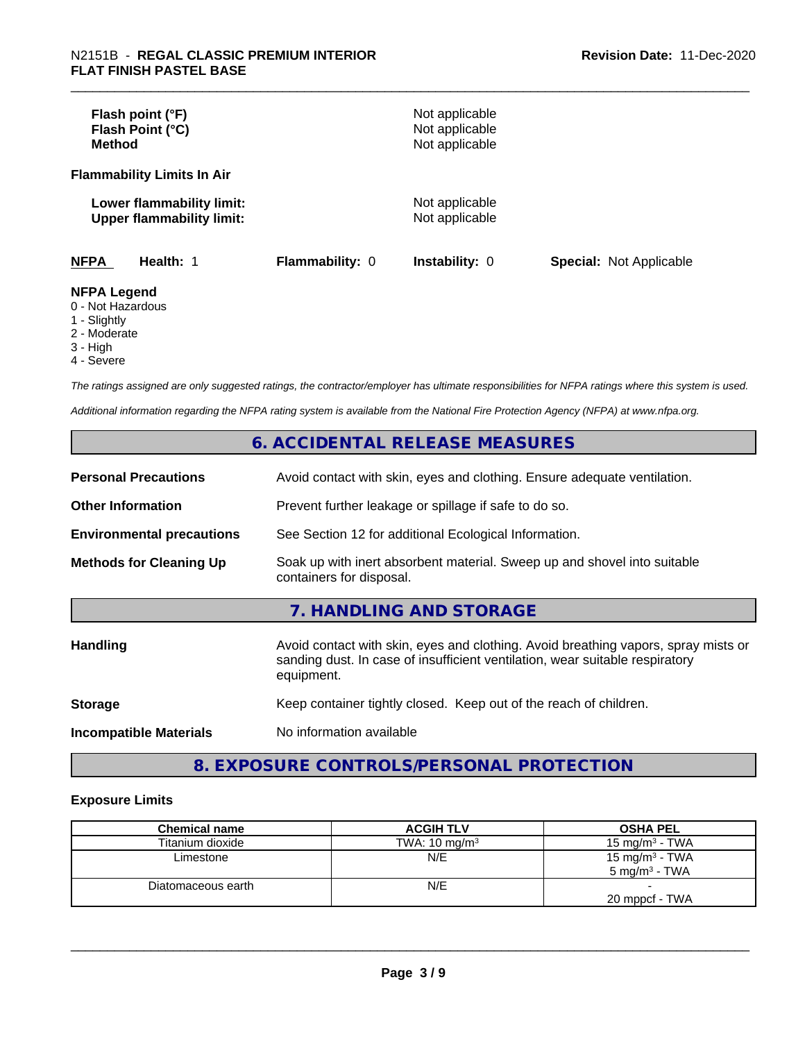**Flash point (°F)** Not applicable
**Flash Point (°C)** Not applicable
**Method** Not applicable

**Flammability Limits In Air**

**Lower flammability limit:** Not applicable
**Upper flammability limit:** Not applicable

| **NFPA** | **Health:** 1 | **Flammability:** 0 | **Instability:** 0 | **Special:** Not Applicable |
|---|---|---|---|---|

**NFPA Legend**
0 - Not Hazardous
1 - Slightly
2 - Moderate
3 - High
4 - Severe

*The ratings assigned are only suggested ratings, the contractor/employer has ultimate responsibilities for NFPA ratings where this system is used.*

*Additional information regarding the NFPA rating system is available from the National Fire Protection Agency (NFPA) at www.nfpa.org.*

## 6. ACCIDENTAL RELEASE MEASURES

**Personal Precautions** Avoid contact with skin, eyes and clothing. Ensure adequate ventilation.

**Other Information** Prevent further leakage or spillage if safe to do so.

**Environmental precautions** See Section 12 for additional Ecological Information.

**Methods for Cleaning Up** Soak up with inert absorbent material. Sweep up and shovel into suitable containers for disposal.

## 7. HANDLING AND STORAGE

**Handling** Avoid contact with skin, eyes and clothing. Avoid breathing vapors, spray mists or sanding dust. In case of insufficient ventilation, wear suitable respiratory equipment.

**Storage** Keep container tightly closed. Keep out of the reach of children.

**Incompatible Materials** No information available

## 8. EXPOSURE CONTROLS/PERSONAL PROTECTION

**Exposure Limits**

| Chemical name | ACGIH TLV | OSHA PEL |
|---|---|---|
| Titanium dioxide | TWA: 10 mg/m$^3$ | 15 mg/m$^3$ - TWA |
| Limestone | N/E | 15 mg/m$^3$ - TWA<br>5 mg/m$^3$ - TWA |
| Diatomaceous earth | N/E | -<br>20 mppcf - TWA |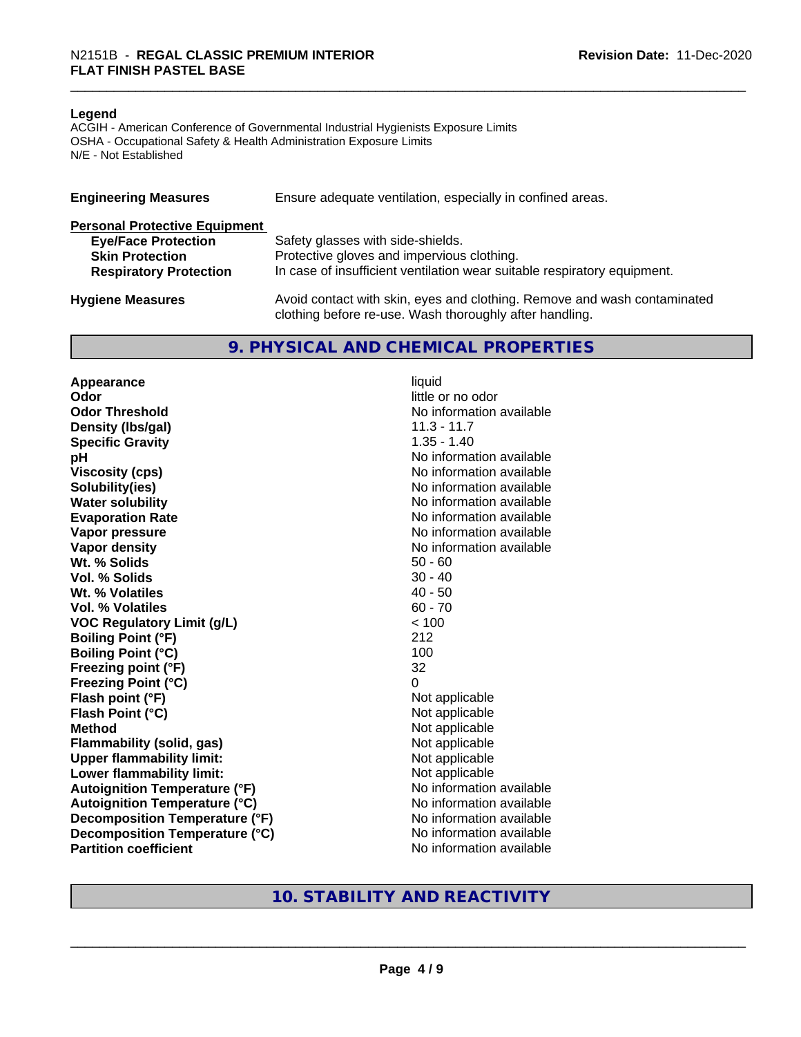**Legend**

ACGIH - American Conference of Governmental Industrial Hygienists Exposure Limits
OSHA - Occupational Safety & Health Administration Exposure Limits
N/E - Not Established

| | |
|---|---|
| **Engineering Measures** | Ensure adequate ventilation, especially in confined areas. |
| **Personal Protective Equipment** | |
| **Eye/Face Protection** | Safety glasses with side-shields. |
| **Skin Protection** | Protective gloves and impervious clothing. |
| **Respiratory Protection** | In case of insufficient ventilation wear suitable respiratory equipment. |
| **Hygiene Measures** | Avoid contact with skin, eyes and clothing. Remove and wash contaminated clothing before re-use. Wash thoroughly after handling. |

## 9. PHYSICAL AND CHEMICAL PROPERTIES

| | |
|---|---|
| **Appearance** | liquid |
| **Odor** | little or no odor |
| **Odor Threshold** | No information available |
| **Density (lbs/gal)** | 11.3 - 11.7 |
| **Specific Gravity** | 1.35 - 1.40 |
| **pH** | No information available |
| **Viscosity (cps)** | No information available |
| **Solubility(ies)** | No information available |
| **Water solubility** | No information available |
| **Evaporation Rate** | No information available |
| **Vapor pressure** | No information available |
| **Vapor density** | No information available |
| **Wt. % Solids** | 50 - 60 |
| **Vol. % Solids** | 30 - 40 |
| **Wt. % Volatiles** | 40 - 50 |
| **Vol. % Volatiles** | 60 - 70 |
| **VOC Regulatory Limit (g/L)** | < 100 |
| **Boiling Point (°F)** | 212 |
| **Boiling Point (°C)** | 100 |
| **Freezing point (°F)** | 32 |
| **Freezing Point (°C)** | 0 |
| **Flash point (°F)** | Not applicable |
| **Flash Point (°C)** | Not applicable |
| **Method** | Not applicable |
| **Flammability (solid, gas)** | Not applicable |
| **Upper flammability limit:** | Not applicable |
| **Lower flammability limit:** | Not applicable |
| **Autoignition Temperature (°F)** | No information available |
| **Autoignition Temperature (°C)** | No information available |
| **Decomposition Temperature (°F)** | No information available |
| **Decomposition Temperature (°C)** | No information available |
| **Partition coefficient** | No information available |

## 10. STABILITY AND REACTIVITY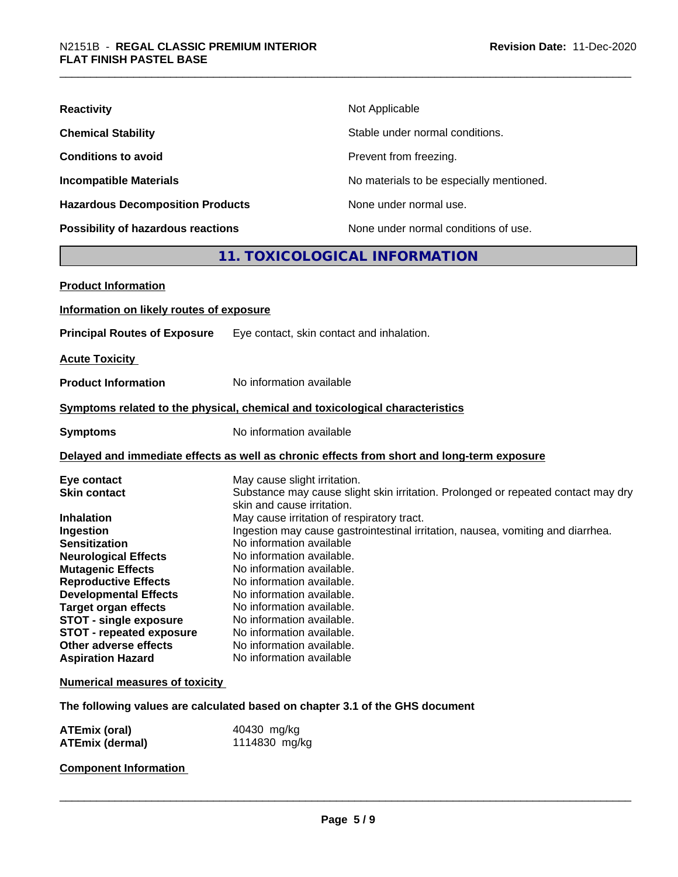| | |
|---|---|
| **Reactivity** | Not Applicable |
| **Chemical Stability** | Stable under normal conditions. |
| **Conditions to avoid** | Prevent from freezing. |
| **Incompatible Materials** | No materials to be especially mentioned. |
| **Hazardous Decomposition Products** | None under normal use. |
| **Possibility of hazardous reactions** | None under normal conditions of use. |

## 11. TOXICOLOGICAL INFORMATION

**Product Information**

**Information on likely routes of exposure**

**Principal Routes of Exposure** Eye contact, skin contact and inhalation.

**Acute Toxicity**

**Product Information** No information available

**Symptoms related to the physical, chemical and toxicological characteristics**

**Symptoms** No information available

**Delayed and immediate effects as well as chronic effects from short and long-term exposure**

| | |
|---|---|
| **Eye contact** | May cause slight irritation. |
| **Skin contact** | Substance may cause slight skin irritation. Prolonged or repeated contact may dry skin and cause irritation. |
| **Inhalation** | May cause irritation of respiratory tract. |
| **Ingestion** | Ingestion may cause gastrointestinal irritation, nausea, vomiting and diarrhea. |
| **Sensitization** | No information available |
| **Neurological Effects** | No information available. |
| **Mutagenic Effects** | No information available. |
| **Reproductive Effects** | No information available. |
| **Developmental Effects** | No information available. |
| **Target organ effects** | No information available. |
| **STOT - single exposure** | No information available. |
| **STOT - repeated exposure** | No information available. |
| **Other adverse effects** | No information available. |
| **Aspiration Hazard** | No information available |

**Numerical measures of toxicity**

**The following values are calculated based on chapter 3.1 of the GHS document**

| | |
|---|---|
| **ATEmix (oral)** | 40430 mg/kg |
| **ATEmix (dermal)** | 1114830 mg/kg |

**Component Information**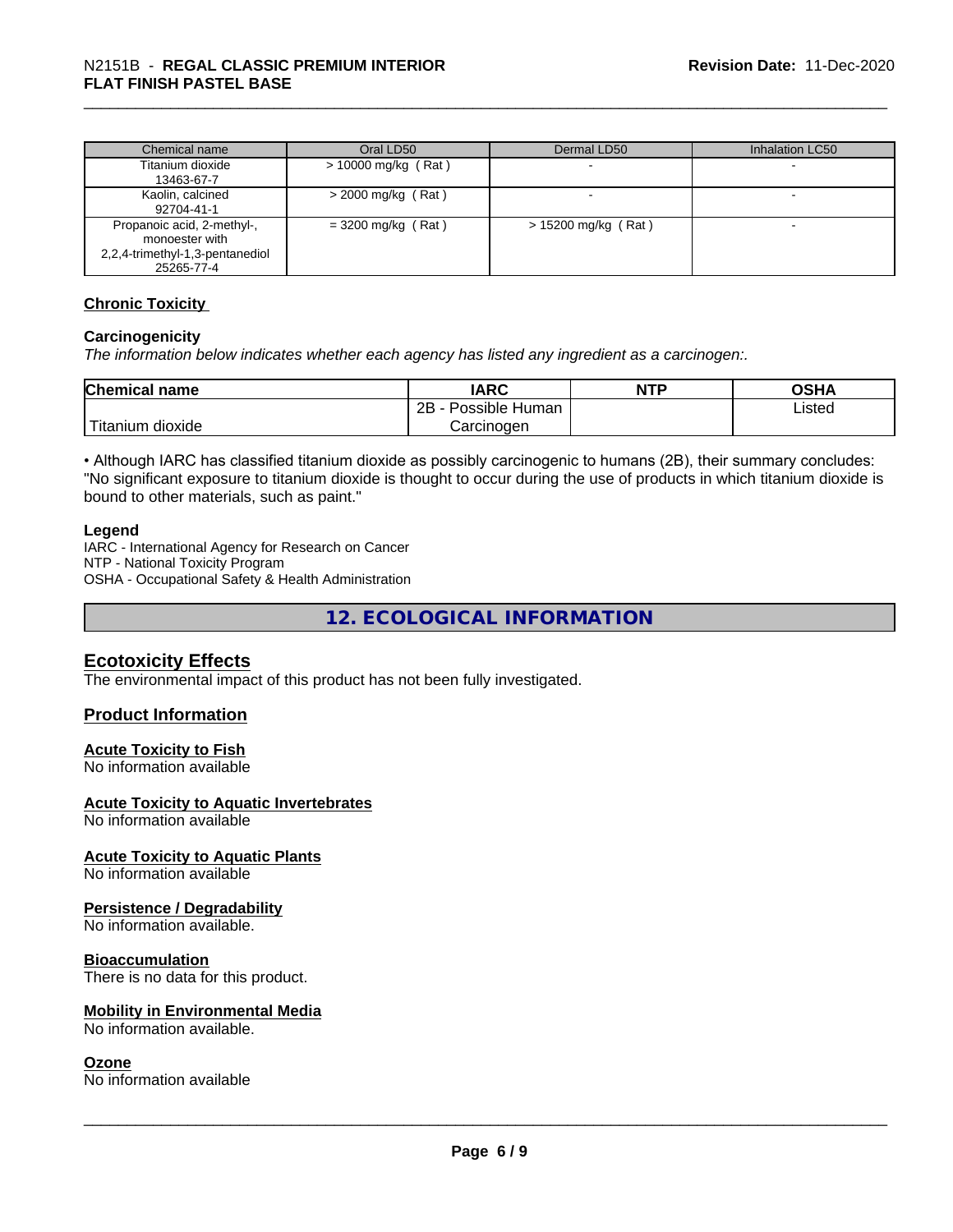| Chemical name | Oral LD50 | Dermal LD50 | Inhalation LC50 |
|---|---|---|---|
| Titanium dioxide<br>13463-67-7 | > 10000 mg/kg ( Rat ) | - | - |
| Kaolin, calcined<br>92704-41-1 | > 2000 mg/kg ( Rat ) | - | - |
| Propanoic acid, 2-methyl-, monoester with 2,2,4-trimethyl-1,3-pentanediol<br>25265-77-4 | = 3200 mg/kg ( Rat ) | > 15200 mg/kg ( Rat ) | - |

### Chronic Toxicity

**Carcinogenicity**

*The information below indicates whether each agency has listed any ingredient as a carcinogen:.*

| Chemical name | IARC | NTP | OSHA |
|---|---|---|---|
| Titanium dioxide | 2B - Possible Human Carcinogen | | Listed |

• Although IARC has classified titanium dioxide as possibly carcinogenic to humans (2B), their summary concludes: "No significant exposure to titanium dioxide is thought to occur during the use of products in which titanium dioxide is bound to other materials, such as paint."

**Legend**

IARC - International Agency for Research on Cancer
NTP - National Toxicity Program
OSHA - Occupational Safety & Health Administration

## 12. ECOLOGICAL INFORMATION

### Ecotoxicity Effects

The environmental impact of this product has not been fully investigated.

### Product Information

**Acute Toxicity to Fish**
No information available

**Acute Toxicity to Aquatic Invertebrates**
No information available

**Acute Toxicity to Aquatic Plants**
No information available

**Persistence / Degradability**
No information available.

**Bioaccumulation**
There is no data for this product.

**Mobility in Environmental Media**
No information available.

**Ozone**
No information available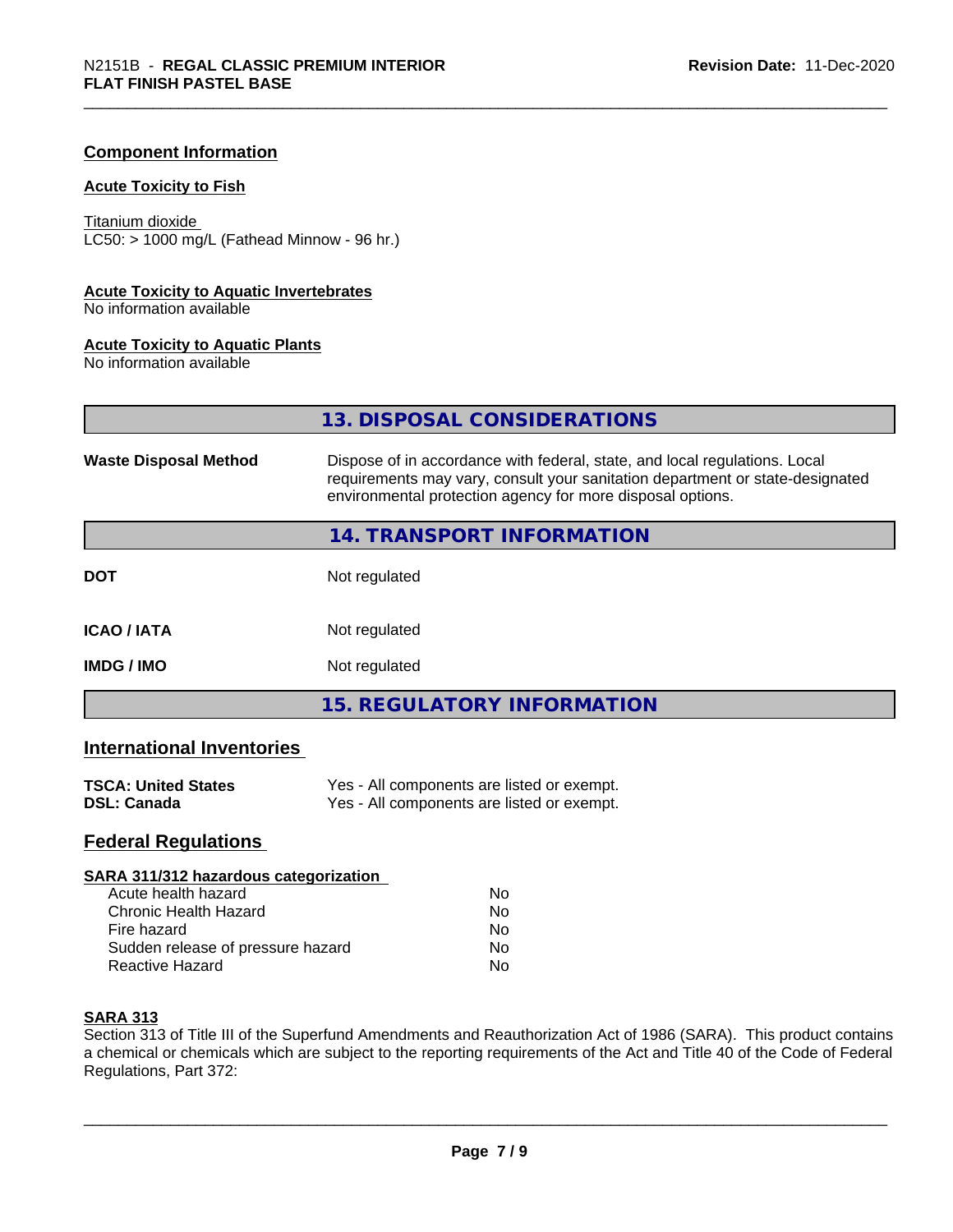### Component Information

#### Acute Toxicity to Fish

Titanium dioxide
LC50: > 1000 mg/L (Fathead Minnow - 96 hr.)

#### Acute Toxicity to Aquatic Invertebrates

No information available

#### Acute Toxicity to Aquatic Plants

No information available

## 13. DISPOSAL CONSIDERATIONS

| | |
|---|---|
| **Waste Disposal Method** | Dispose of in accordance with federal, state, and local regulations. Local requirements may vary, consult your sanitation department or state-designated environmental protection agency for more disposal options. |

## 14. TRANSPORT INFORMATION

| | |
|---|---|
| **DOT** | Not regulated |
| **ICAO / IATA** | Not regulated |
| **IMDG / IMO** | Not regulated |

## 15. REGULATORY INFORMATION

### International Inventories

| | |
|---|---|
| **TSCA: United States** | Yes - All components are listed or exempt. |
| **DSL: Canada** | Yes - All components are listed or exempt. |

### Federal Regulations

#### SARA 311/312 hazardous categorization

| | |
|---|---|
| Acute health hazard | No |
| Chronic Health Hazard | No |
| Fire hazard | No |
| Sudden release of pressure hazard | No |
| Reactive Hazard | No |

#### SARA 313

Section 313 of Title III of the Superfund Amendments and Reauthorization Act of 1986 (SARA). This product contains a chemical or chemicals which are subject to the reporting requirements of the Act and Title 40 of the Code of Federal Regulations, Part 372: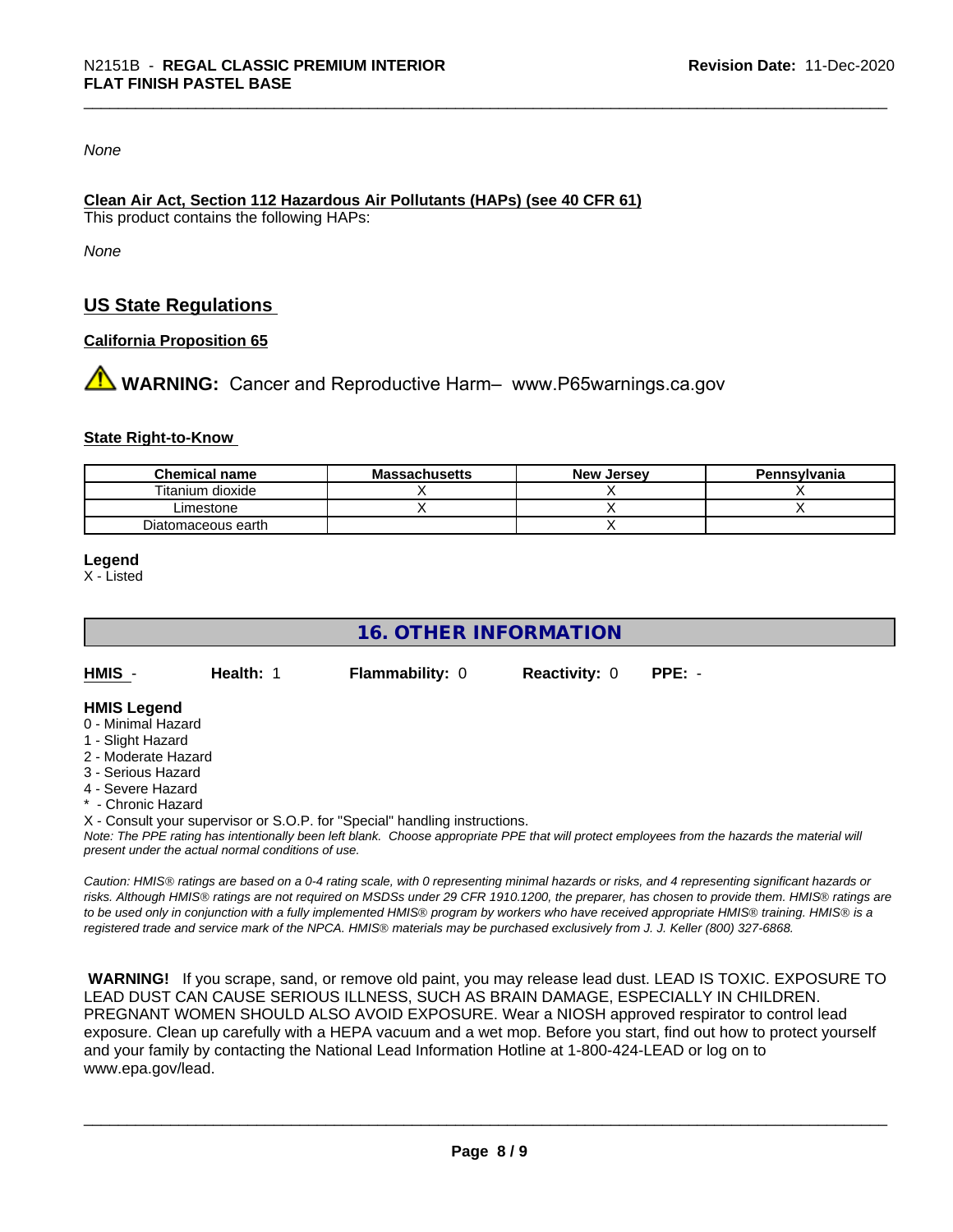*None*

**Clean Air Act, Section 112 Hazardous Air Pollutants (HAPs) (see 40 CFR 61)**
This product contains the following HAPs:

*None*

## US State Regulations

**California Proposition 65**

⚠ **WARNING:** Cancer and Reproductive Harm– www.P65warnings.ca.gov

**State Right-to-Know**

| Chemical name | Massachusetts | New Jersey | Pennsylvania |
|---|---|---|---|
| Titanium dioxide | X | X | X |
| Limestone | X | X | X |
| Diatomaceous earth | | X | |

**Legend**
X - Listed

## 16. OTHER INFORMATION

**HMIS** - **Health:** 1 **Flammability:** 0 **Reactivity:** 0 **PPE:** -

**HMIS Legend**
0 - Minimal Hazard
1 - Slight Hazard
2 - Moderate Hazard
3 - Serious Hazard
4 - Severe Hazard
* - Chronic Hazard
X - Consult your supervisor or S.O.P. for "Special" handling instructions.
*Note: The PPE rating has intentionally been left blank. Choose appropriate PPE that will protect employees from the hazards the material will present under the actual normal conditions of use.*

*Caution: HMIS® ratings are based on a 0-4 rating scale, with 0 representing minimal hazards or risks, and 4 representing significant hazards or risks. Although HMIS® ratings are not required on MSDSs under 29 CFR 1910.1200, the preparer, has chosen to provide them. HMIS® ratings are to be used only in conjunction with a fully implemented HMIS® program by workers who have received appropriate HMIS® training. HMIS® is a registered trade and service mark of the NPCA. HMIS® materials may be purchased exclusively from J. J. Keller (800) 327-6868.*

**WARNING!** If you scrape, sand, or remove old paint, you may release lead dust. LEAD IS TOXIC. EXPOSURE TO LEAD DUST CAN CAUSE SERIOUS ILLNESS, SUCH AS BRAIN DAMAGE, ESPECIALLY IN CHILDREN. PREGNANT WOMEN SHOULD ALSO AVOID EXPOSURE. Wear a NIOSH approved respirator to control lead exposure. Clean up carefully with a HEPA vacuum and a wet mop. Before you start, find out how to protect yourself and your family by contacting the National Lead Information Hotline at 1-800-424-LEAD or log on to www.epa.gov/lead.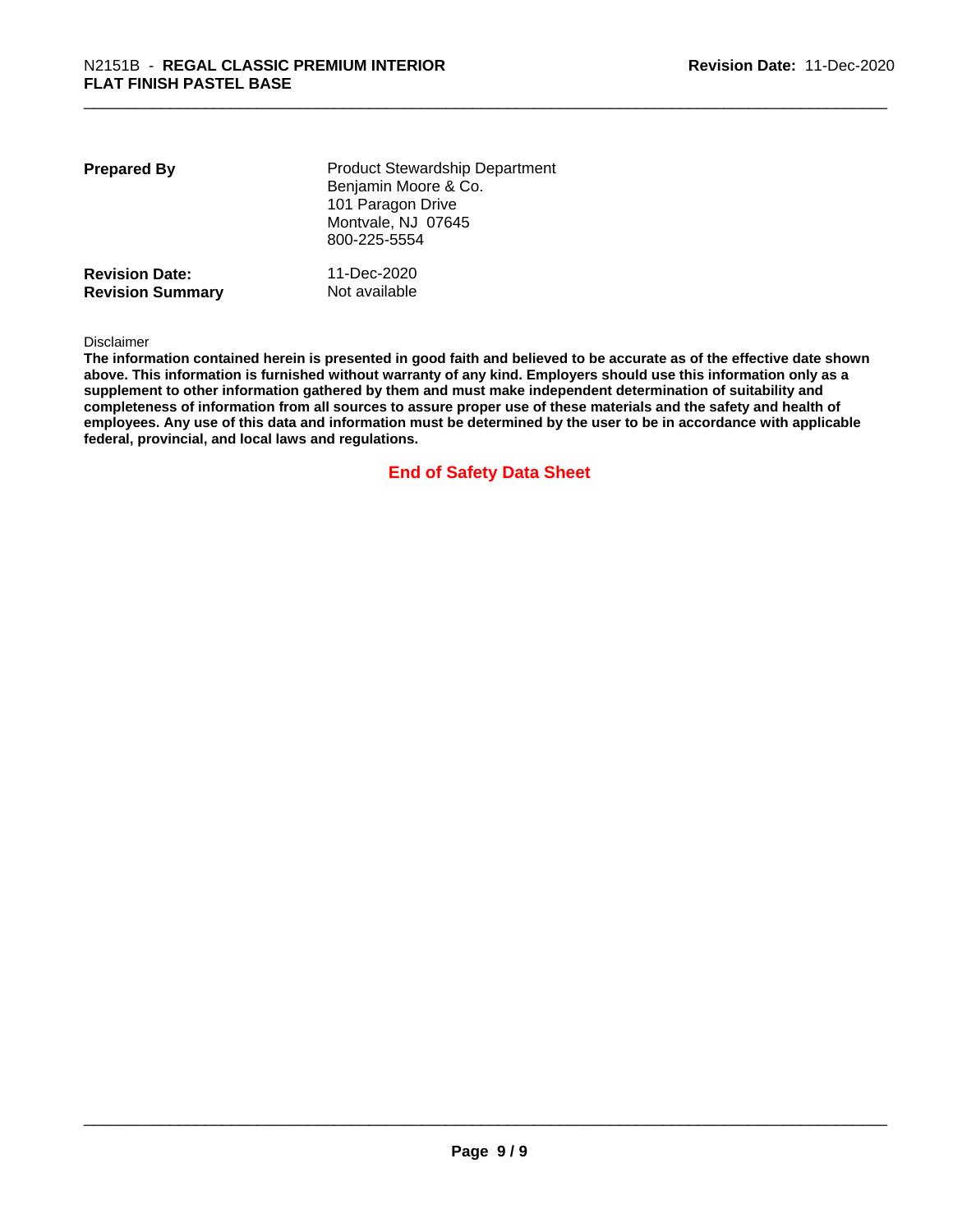| | |
|---|---|
| **Prepared By** | Product Stewardship Department<br>Benjamin Moore & Co.<br>101 Paragon Drive<br>Montvale, NJ 07645<br>800-225-5554 |
| **Revision Date:** | 11-Dec-2020 |
| **Revision Summary** | Not available |

Disclaimer

**The information contained herein is presented in good faith and believed to be accurate as of the effective date shown above. This information is furnished without warranty of any kind. Employers should use this information only as a supplement to other information gathered by them and must make independent determination of suitability and completeness of information from all sources to assure proper use of these materials and the safety and health of employees. Any use of this data and information must be determined by the user to be in accordance with applicable federal, provincial, and local laws and regulations.**

**End of Safety Data Sheet**